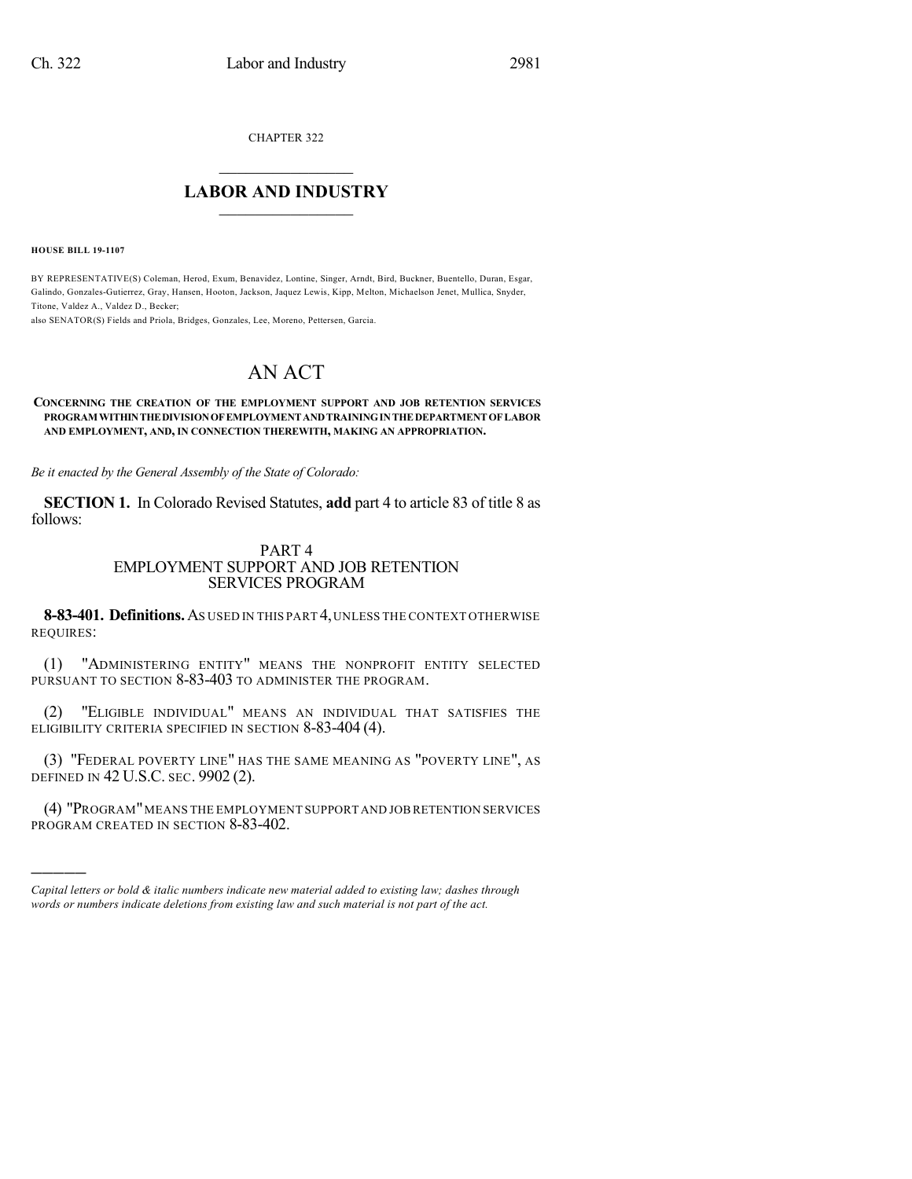CHAPTER 322

# LABOR AND INDUSTRY

**HOUSE BILL 19-1107**

BY REPRESENTATIVE(S) Coleman, Herod, Exum, Benavidez, Lontine, Singer, Arndt, Bird, Buckner, Buentello, Duran, Esgar, Galindo, Gonzales-Gutierrez, Gray, Hansen, Hooton, Jackson, Jaquez Lewis, Kipp, Melton, Michaelson Jenet, Mullica, Snyder, Titone, Valdez A., Valdez D., Becker;
also SENATOR(S) Fields and Priola, Bridges, Gonzales, Lee, Moreno, Pettersen, Garcia.

# AN ACT

**CONCERNING THE CREATION OF THE EMPLOYMENT SUPPORT AND JOB RETENTION SERVICES PROGRAM WITHIN THE DIVISION OF EMPLOYMENT AND TRAINING IN THE DEPARTMENT OF LABOR AND EMPLOYMENT, AND, IN CONNECTION THEREWITH, MAKING AN APPROPRIATION.**

*Be it enacted by the General Assembly of the State of Colorado:*

**SECTION 1.** In Colorado Revised Statutes, **add** part 4 to article 83 of title 8 as follows:

PART 4
EMPLOYMENT SUPPORT AND JOB RETENTION
SERVICES PROGRAM

**8-83-401. Definitions.** AS USED IN THIS PART 4, UNLESS THE CONTEXT OTHERWISE REQUIRES:

(1) "ADMINISTERING ENTITY" MEANS THE NONPROFIT ENTITY SELECTED PURSUANT TO SECTION 8-83-403 TO ADMINISTER THE PROGRAM.

(2) "ELIGIBLE INDIVIDUAL" MEANS AN INDIVIDUAL THAT SATISFIES THE ELIGIBILITY CRITERIA SPECIFIED IN SECTION 8-83-404 (4).

(3) "FEDERAL POVERTY LINE" HAS THE SAME MEANING AS "POVERTY LINE", AS DEFINED IN 42 U.S.C. SEC. 9902 (2).

(4) "PROGRAM" MEANS THE EMPLOYMENT SUPPORT AND JOB RETENTION SERVICES PROGRAM CREATED IN SECTION 8-83-402.

---

*Capital letters or bold & italic numbers indicate new material added to existing law; dashes through words or numbers indicate deletions from existing law and such material is not part of the act.*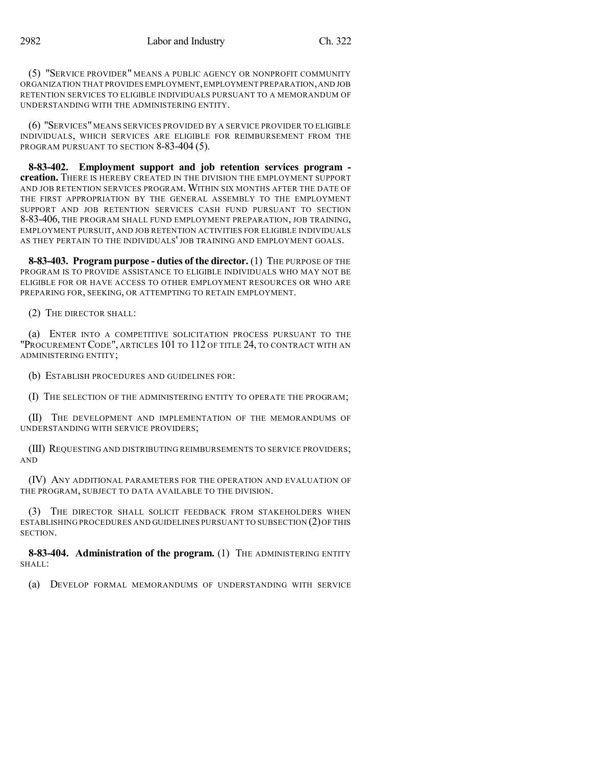(5) "SERVICE PROVIDER" MEANS A PUBLIC AGENCY OR NONPROFIT COMMUNITY ORGANIZATION THAT PROVIDES EMPLOYMENT, EMPLOYMENT PREPARATION, AND JOB RETENTION SERVICES TO ELIGIBLE INDIVIDUALS PURSUANT TO A MEMORANDUM OF UNDERSTANDING WITH THE ADMINISTERING ENTITY.

(6) "SERVICES" MEANS SERVICES PROVIDED BY A SERVICE PROVIDER TO ELIGIBLE INDIVIDUALS, WHICH SERVICES ARE ELIGIBLE FOR REIMBURSEMENT FROM THE PROGRAM PURSUANT TO SECTION 8-83-404 (5).

**8-83-402. Employment support and job retention services program - creation.** THERE IS HEREBY CREATED IN THE DIVISION THE EMPLOYMENT SUPPORT AND JOB RETENTION SERVICES PROGRAM. WITHIN SIX MONTHS AFTER THE DATE OF THE FIRST APPROPRIATION BY THE GENERAL ASSEMBLY TO THE EMPLOYMENT SUPPORT AND JOB RETENTION SERVICES CASH FUND PURSUANT TO SECTION 8-83-406, THE PROGRAM SHALL FUND EMPLOYMENT PREPARATION, JOB TRAINING, EMPLOYMENT PURSUIT, AND JOB RETENTION ACTIVITIES FOR ELIGIBLE INDIVIDUALS AS THEY PERTAIN TO THE INDIVIDUALS' JOB TRAINING AND EMPLOYMENT GOALS.

**8-83-403. Program purpose - duties of the director.** (1) THE PURPOSE OF THE PROGRAM IS TO PROVIDE ASSISTANCE TO ELIGIBLE INDIVIDUALS WHO MAY NOT BE ELIGIBLE FOR OR HAVE ACCESS TO OTHER EMPLOYMENT RESOURCES OR WHO ARE PREPARING FOR, SEEKING, OR ATTEMPTING TO RETAIN EMPLOYMENT.

(2) THE DIRECTOR SHALL:

(a) ENTER INTO A COMPETITIVE SOLICITATION PROCESS PURSUANT TO THE "PROCUREMENT CODE", ARTICLES 101 TO 112 OF TITLE 24, TO CONTRACT WITH AN ADMINISTERING ENTITY;

(b) ESTABLISH PROCEDURES AND GUIDELINES FOR:

(I) THE SELECTION OF THE ADMINISTERING ENTITY TO OPERATE THE PROGRAM;

(II) THE DEVELOPMENT AND IMPLEMENTATION OF THE MEMORANDUMS OF UNDERSTANDING WITH SERVICE PROVIDERS;

(III) REQUESTING AND DISTRIBUTING REIMBURSEMENTS TO SERVICE PROVIDERS; AND

(IV) ANY ADDITIONAL PARAMETERS FOR THE OPERATION AND EVALUATION OF THE PROGRAM, SUBJECT TO DATA AVAILABLE TO THE DIVISION.

(3) THE DIRECTOR SHALL SOLICIT FEEDBACK FROM STAKEHOLDERS WHEN ESTABLISHING PROCEDURES AND GUIDELINES PURSUANT TO SUBSECTION (2) OF THIS SECTION.

**8-83-404. Administration of the program.** (1) THE ADMINISTERING ENTITY SHALL:

(a) DEVELOP FORMAL MEMORANDUMS OF UNDERSTANDING WITH SERVICE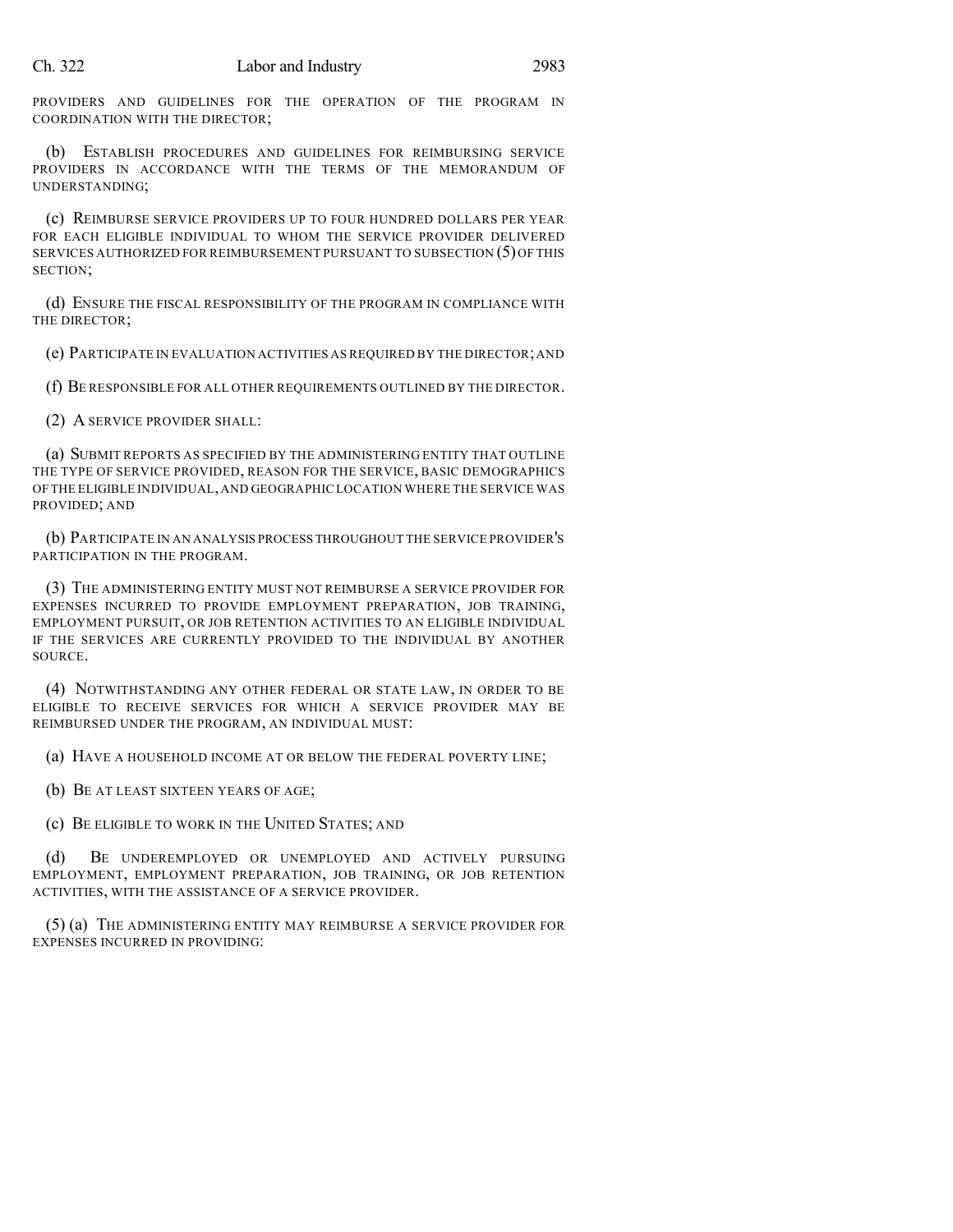PROVIDERS AND GUIDELINES FOR THE OPERATION OF THE PROGRAM IN COORDINATION WITH THE DIRECTOR;

(b) ESTABLISH PROCEDURES AND GUIDELINES FOR REIMBURSING SERVICE PROVIDERS IN ACCORDANCE WITH THE TERMS OF THE MEMORANDUM OF UNDERSTANDING;

(c) REIMBURSE SERVICE PROVIDERS UP TO FOUR HUNDRED DOLLARS PER YEAR FOR EACH ELIGIBLE INDIVIDUAL TO WHOM THE SERVICE PROVIDER DELIVERED SERVICES AUTHORIZED FOR REIMBURSEMENT PURSUANT TO SUBSECTION (5) OF THIS SECTION;

(d) ENSURE THE FISCAL RESPONSIBILITY OF THE PROGRAM IN COMPLIANCE WITH THE DIRECTOR;

(e) PARTICIPATE IN EVALUATION ACTIVITIES AS REQUIRED BY THE DIRECTOR; AND

(f) BE RESPONSIBLE FOR ALL OTHER REQUIREMENTS OUTLINED BY THE DIRECTOR.

(2) A SERVICE PROVIDER SHALL:

(a) SUBMIT REPORTS AS SPECIFIED BY THE ADMINISTERING ENTITY THAT OUTLINE THE TYPE OF SERVICE PROVIDED, REASON FOR THE SERVICE, BASIC DEMOGRAPHICS OF THE ELIGIBLE INDIVIDUAL, AND GEOGRAPHIC LOCATION WHERE THE SERVICE WAS PROVIDED; AND

(b) PARTICIPATE IN AN ANALYSIS PROCESS THROUGHOUT THE SERVICE PROVIDER'S PARTICIPATION IN THE PROGRAM.

(3) THE ADMINISTERING ENTITY MUST NOT REIMBURSE A SERVICE PROVIDER FOR EXPENSES INCURRED TO PROVIDE EMPLOYMENT PREPARATION, JOB TRAINING, EMPLOYMENT PURSUIT, OR JOB RETENTION ACTIVITIES TO AN ELIGIBLE INDIVIDUAL IF THE SERVICES ARE CURRENTLY PROVIDED TO THE INDIVIDUAL BY ANOTHER SOURCE.

(4) NOTWITHSTANDING ANY OTHER FEDERAL OR STATE LAW, IN ORDER TO BE ELIGIBLE TO RECEIVE SERVICES FOR WHICH A SERVICE PROVIDER MAY BE REIMBURSED UNDER THE PROGRAM, AN INDIVIDUAL MUST:

(a) HAVE A HOUSEHOLD INCOME AT OR BELOW THE FEDERAL POVERTY LINE;

(b) BE AT LEAST SIXTEEN YEARS OF AGE;

(c) BE ELIGIBLE TO WORK IN THE UNITED STATES; AND

(d) BE UNDEREMPLOYED OR UNEMPLOYED AND ACTIVELY PURSUING EMPLOYMENT, EMPLOYMENT PREPARATION, JOB TRAINING, OR JOB RETENTION ACTIVITIES, WITH THE ASSISTANCE OF A SERVICE PROVIDER.

(5) (a) THE ADMINISTERING ENTITY MAY REIMBURSE A SERVICE PROVIDER FOR EXPENSES INCURRED IN PROVIDING: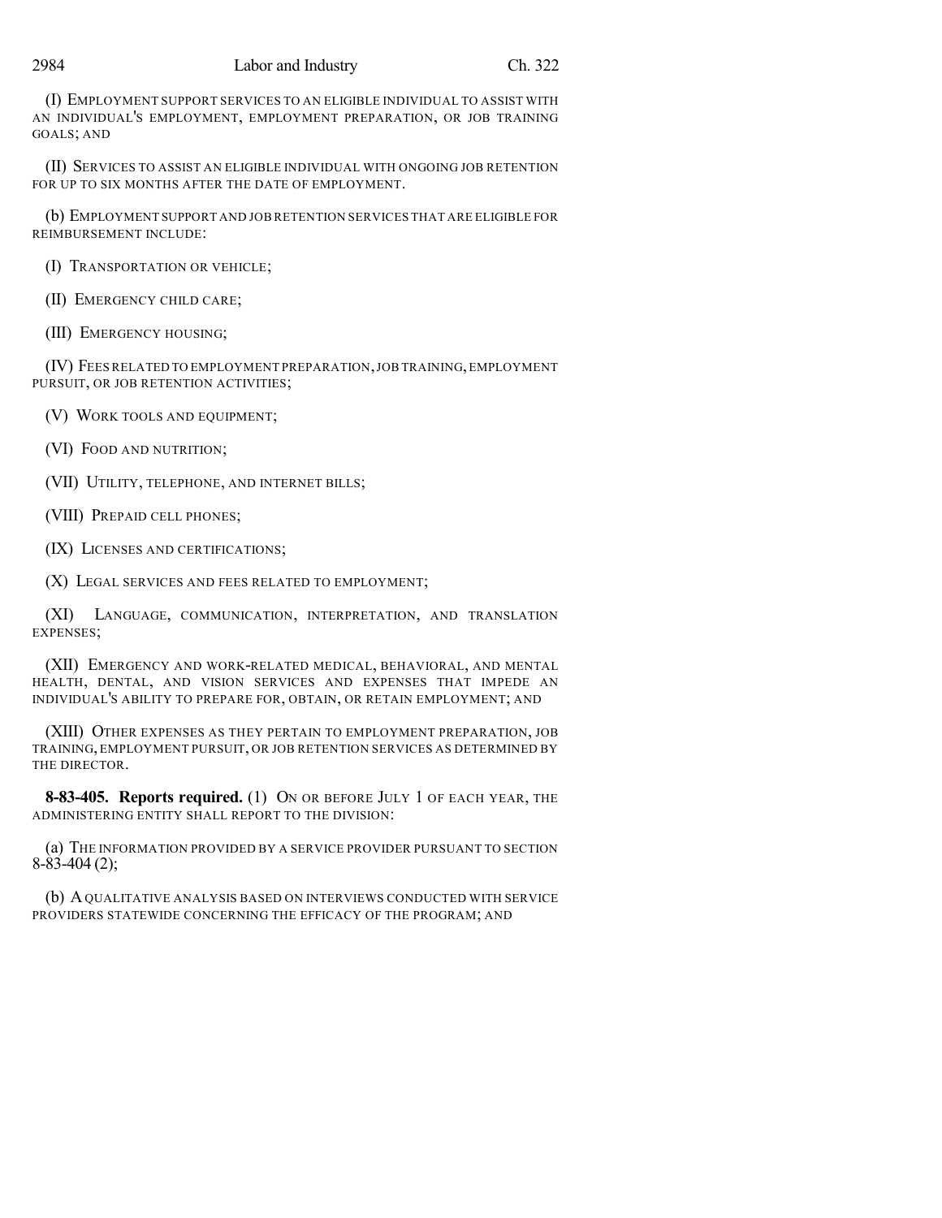(I) EMPLOYMENT SUPPORT SERVICES TO AN ELIGIBLE INDIVIDUAL TO ASSIST WITH AN INDIVIDUAL'S EMPLOYMENT, EMPLOYMENT PREPARATION, OR JOB TRAINING GOALS; AND

(II) SERVICES TO ASSIST AN ELIGIBLE INDIVIDUAL WITH ONGOING JOB RETENTION FOR UP TO SIX MONTHS AFTER THE DATE OF EMPLOYMENT.

(b) EMPLOYMENT SUPPORT AND JOB RETENTION SERVICES THAT ARE ELIGIBLE FOR REIMBURSEMENT INCLUDE:

(I) TRANSPORTATION OR VEHICLE;

(II) EMERGENCY CHILD CARE;

(III) EMERGENCY HOUSING;

(IV) FEES RELATED TO EMPLOYMENT PREPARATION, JOB TRAINING, EMPLOYMENT PURSUIT, OR JOB RETENTION ACTIVITIES;

(V) WORK TOOLS AND EQUIPMENT;

(VI) FOOD AND NUTRITION;

(VII) UTILITY, TELEPHONE, AND INTERNET BILLS;

(VIII) PREPAID CELL PHONES;

(IX) LICENSES AND CERTIFICATIONS;

(X) LEGAL SERVICES AND FEES RELATED TO EMPLOYMENT;

(XI) LANGUAGE, COMMUNICATION, INTERPRETATION, AND TRANSLATION EXPENSES;

(XII) EMERGENCY AND WORK-RELATED MEDICAL, BEHAVIORAL, AND MENTAL HEALTH, DENTAL, AND VISION SERVICES AND EXPENSES THAT IMPEDE AN INDIVIDUAL'S ABILITY TO PREPARE FOR, OBTAIN, OR RETAIN EMPLOYMENT; AND

(XIII) OTHER EXPENSES AS THEY PERTAIN TO EMPLOYMENT PREPARATION, JOB TRAINING, EMPLOYMENT PURSUIT, OR JOB RETENTION SERVICES AS DETERMINED BY THE DIRECTOR.

**8-83-405. Reports required.** (1) ON OR BEFORE JULY 1 OF EACH YEAR, THE ADMINISTERING ENTITY SHALL REPORT TO THE DIVISION:

(a) THE INFORMATION PROVIDED BY A SERVICE PROVIDER PURSUANT TO SECTION 8-83-404 (2);

(b) A QUALITATIVE ANALYSIS BASED ON INTERVIEWS CONDUCTED WITH SERVICE PROVIDERS STATEWIDE CONCERNING THE EFFICACY OF THE PROGRAM; AND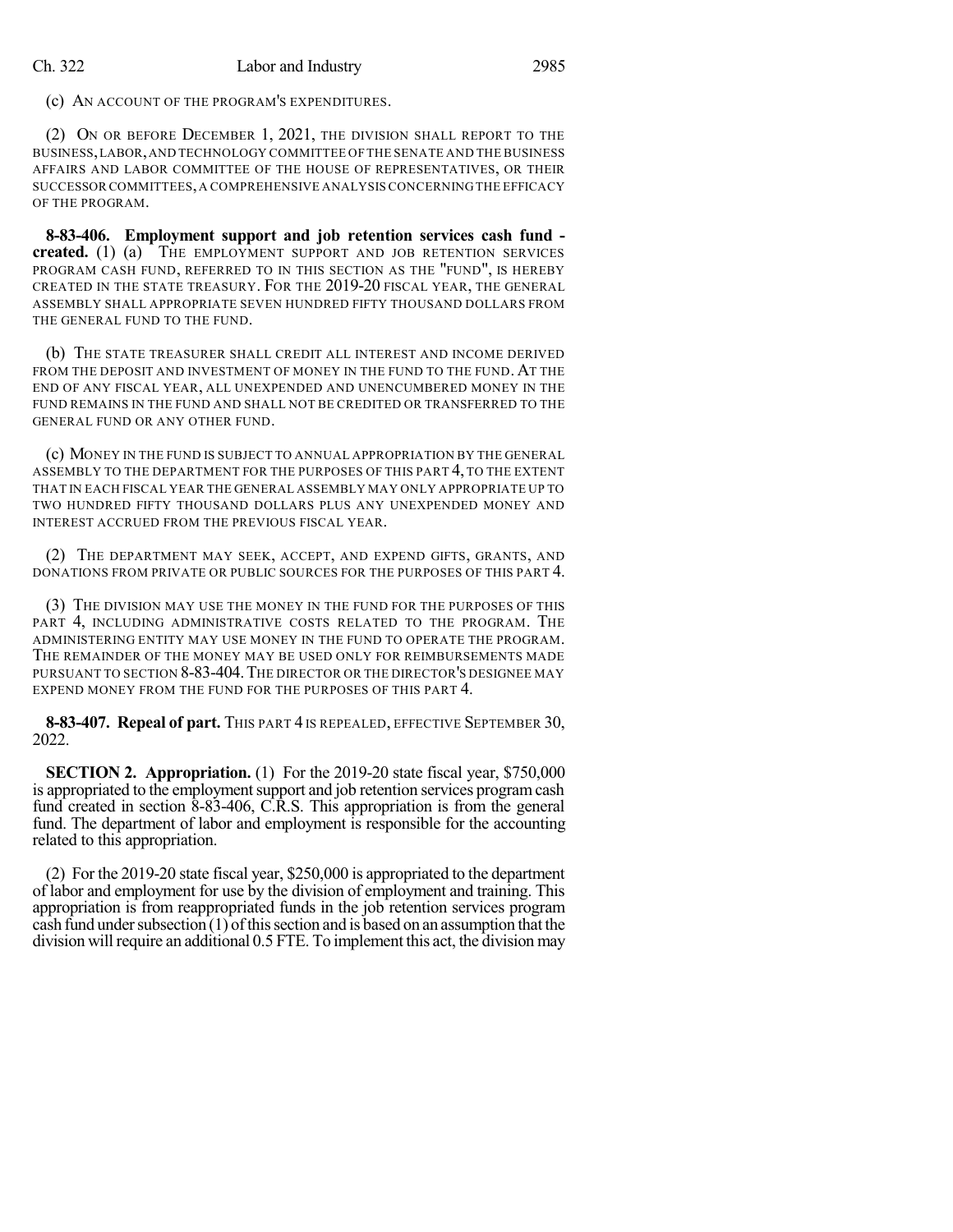(c) AN ACCOUNT OF THE PROGRAM'S EXPENDITURES.

(2) ON OR BEFORE DECEMBER 1, 2021, THE DIVISION SHALL REPORT TO THE BUSINESS, LABOR, AND TECHNOLOGY COMMITTEE OF THE SENATE AND THE BUSINESS AFFAIRS AND LABOR COMMITTEE OF THE HOUSE OF REPRESENTATIVES, OR THEIR SUCCESSOR COMMITTEES, A COMPREHENSIVE ANALYSIS CONCERNING THE EFFICACY OF THE PROGRAM.

**8-83-406. Employment support and job retention services cash fund - created.** (1) (a) THE EMPLOYMENT SUPPORT AND JOB RETENTION SERVICES PROGRAM CASH FUND, REFERRED TO IN THIS SECTION AS THE "FUND", IS HEREBY CREATED IN THE STATE TREASURY. FOR THE 2019-20 FISCAL YEAR, THE GENERAL ASSEMBLY SHALL APPROPRIATE SEVEN HUNDRED FIFTY THOUSAND DOLLARS FROM THE GENERAL FUND TO THE FUND.

(b) THE STATE TREASURER SHALL CREDIT ALL INTEREST AND INCOME DERIVED FROM THE DEPOSIT AND INVESTMENT OF MONEY IN THE FUND TO THE FUND. AT THE END OF ANY FISCAL YEAR, ALL UNEXPENDED AND UNENCUMBERED MONEY IN THE FUND REMAINS IN THE FUND AND SHALL NOT BE CREDITED OR TRANSFERRED TO THE GENERAL FUND OR ANY OTHER FUND.

(c) MONEY IN THE FUND IS SUBJECT TO ANNUAL APPROPRIATION BY THE GENERAL ASSEMBLY TO THE DEPARTMENT FOR THE PURPOSES OF THIS PART 4, TO THE EXTENT THAT IN EACH FISCAL YEAR THE GENERAL ASSEMBLY MAY ONLY APPROPRIATE UP TO TWO HUNDRED FIFTY THOUSAND DOLLARS PLUS ANY UNEXPENDED MONEY AND INTEREST ACCRUED FROM THE PREVIOUS FISCAL YEAR.

(2) THE DEPARTMENT MAY SEEK, ACCEPT, AND EXPEND GIFTS, GRANTS, AND DONATIONS FROM PRIVATE OR PUBLIC SOURCES FOR THE PURPOSES OF THIS PART 4.

(3) THE DIVISION MAY USE THE MONEY IN THE FUND FOR THE PURPOSES OF THIS PART 4, INCLUDING ADMINISTRATIVE COSTS RELATED TO THE PROGRAM. THE ADMINISTERING ENTITY MAY USE MONEY IN THE FUND TO OPERATE THE PROGRAM. THE REMAINDER OF THE MONEY MAY BE USED ONLY FOR REIMBURSEMENTS MADE PURSUANT TO SECTION 8-83-404. THE DIRECTOR OR THE DIRECTOR'S DESIGNEE MAY EXPEND MONEY FROM THE FUND FOR THE PURPOSES OF THIS PART 4.

**8-83-407. Repeal of part.** THIS PART 4 IS REPEALED, EFFECTIVE SEPTEMBER 30, 2022.

**SECTION 2. Appropriation.** (1) For the 2019-20 state fiscal year, $750,000 is appropriated to the employment support and job retention services program cash fund created in section 8-83-406, C.R.S. This appropriation is from the general fund. The department of labor and employment is responsible for the accounting related to this appropriation.

(2) For the 2019-20 state fiscal year, $250,000 is appropriated to the department of labor and employment for use by the division of employment and training. This appropriation is from reappropriated funds in the job retention services program cash fund under subsection (1) of this section and is based on an assumption that the division will require an additional 0.5 FTE. To implement this act, the division may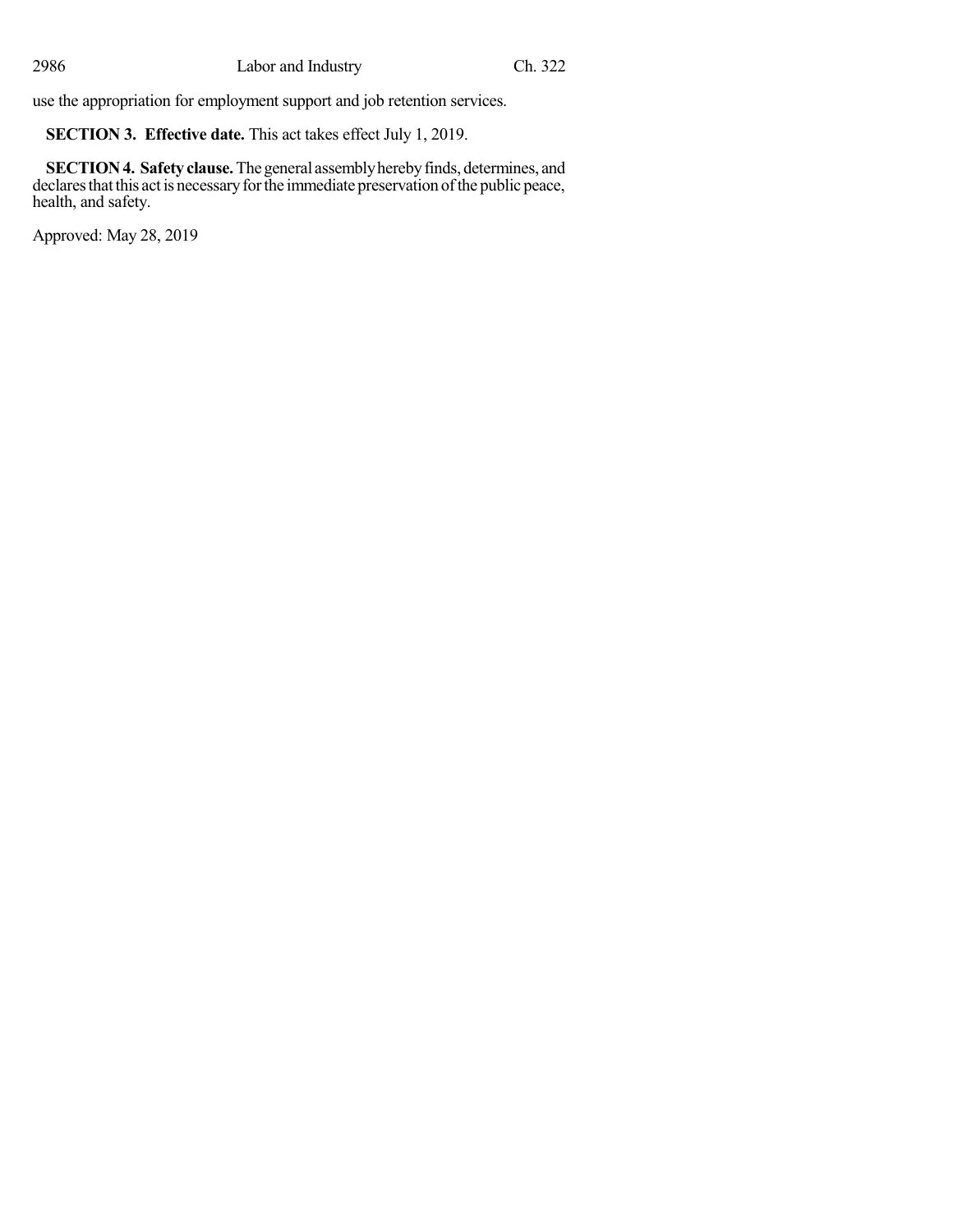use the appropriation for employment support and job retention services.

**SECTION 3. Effective date.** This act takes effect July 1, 2019.

**SECTION 4. Safety clause.** The general assembly hereby finds, determines, and declares that this act is necessary for the immediate preservation of the public peace, health, and safety.

Approved: May 28, 2019